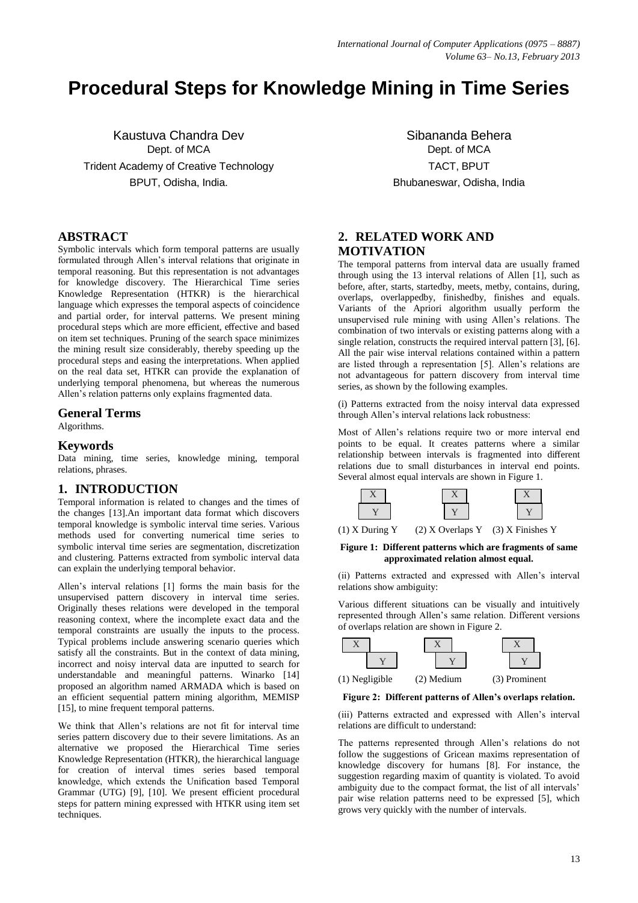# Procedural Steps for Knowledge Mining in Time Series

Kaustuva Chandra Dev
Dept. of MCA
Trident Academy of Creative Technology
BPUT, Odisha, India.

Sibananda Behera
Dept. of MCA
TACT, BPUT
Bhubaneswar, Odisha, India

## ABSTRACT

Symbolic intervals which form temporal patterns are usually formulated through Allen's interval relations that originate in temporal reasoning. But this representation is not advantages for knowledge discovery. The Hierarchical Time series Knowledge Representation (HTKR) is the hierarchical language which expresses the temporal aspects of coincidence and partial order, for interval patterns. We present mining procedural steps which are more efficient, effective and based on item set techniques. Pruning of the search space minimizes the mining result size considerably, thereby speeding up the procedural steps and easing the interpretations. When applied on the real data set, HTKR can provide the explanation of underlying temporal phenomena, but whereas the numerous Allen's relation patterns only explains fragmented data.

### General Terms

Algorithms.

### Keywords

Data mining, time series, knowledge mining, temporal relations, phrases.

## 1. INTRODUCTION

Temporal information is related to changes and the times of the changes [13].An important data format which discovers temporal knowledge is symbolic interval time series. Various methods used for converting numerical time series to symbolic interval time series are segmentation, discretization and clustering. Patterns extracted from symbolic interval data can explain the underlying temporal behavior.

Allen's interval relations [1] forms the main basis for the unsupervised pattern discovery in interval time series. Originally theses relations were developed in the temporal reasoning context, where the incomplete exact data and the temporal constraints are usually the inputs to the process. Typical problems include answering scenario queries which satisfy all the constraints. But in the context of data mining, incorrect and noisy interval data are inputted to search for understandable and meaningful patterns. Winarko [14] proposed an algorithm named ARMADA which is based on an efficient sequential pattern mining algorithm, MEMISP [15], to mine frequent temporal patterns.

We think that Allen's relations are not fit for interval time series pattern discovery due to their severe limitations. As an alternative we proposed the Hierarchical Time series Knowledge Representation (HTKR), the hierarchical language for creation of interval times series based temporal knowledge, which extends the Unification based Temporal Grammar (UTG) [9], [10]. We present efficient procedural steps for pattern mining expressed with HTKR using item set techniques.

## 2. RELATED WORK AND MOTIVATION

The temporal patterns from interval data are usually framed through using the 13 interval relations of Allen [1], such as before, after, starts, startedby, meets, metby, contains, during, overlaps, overlappedby, finishedby, finishes and equals. Variants of the Apriori algorithm usually perform the unsupervised rule mining with using Allen's relations. The combination of two intervals or existing patterns along with a single relation, constructs the required interval pattern [3], [6]. All the pair wise interval relations contained within a pattern are listed through a representation [5]. Allen's relations are not advantageous for pattern discovery from interval time series, as shown by the following examples.

(i) Patterns extracted from the noisy interval data expressed through Allen's interval relations lack robustness:

Most of Allen's relations require two or more interval end points to be equal. It creates patterns where a similar relationship between intervals is fragmented into different relations due to small disturbances in interval end points. Several almost equal intervals are shown in Figure 1.

X Y X Y X Y

(1) X During Y (2) X Overlaps Y (3) X Finishes Y

**Figure 1: Different patterns which are fragments of same approximated relation almost equal.**

(ii) Patterns extracted and expressed with Allen's interval relations show ambiguity:

Various different situations can be visually and intuitively represented through Allen's same relation. Different versions of overlaps relation are shown in Figure 2.

X Y X Y X Y

(1) Negligible (2) Medium (3) Prominent

**Figure 2: Different patterns of Allen's overlaps relation.**

(iii) Patterns extracted and expressed with Allen's interval relations are difficult to understand:

The patterns represented through Allen's relations do not follow the suggestions of Gricean maxims representation of knowledge discovery for humans [8]. For instance, the suggestion regarding maxim of quantity is violated. To avoid ambiguity due to the compact format, the list of all intervals' pair wise relation patterns need to be expressed [5], which grows very quickly with the number of intervals.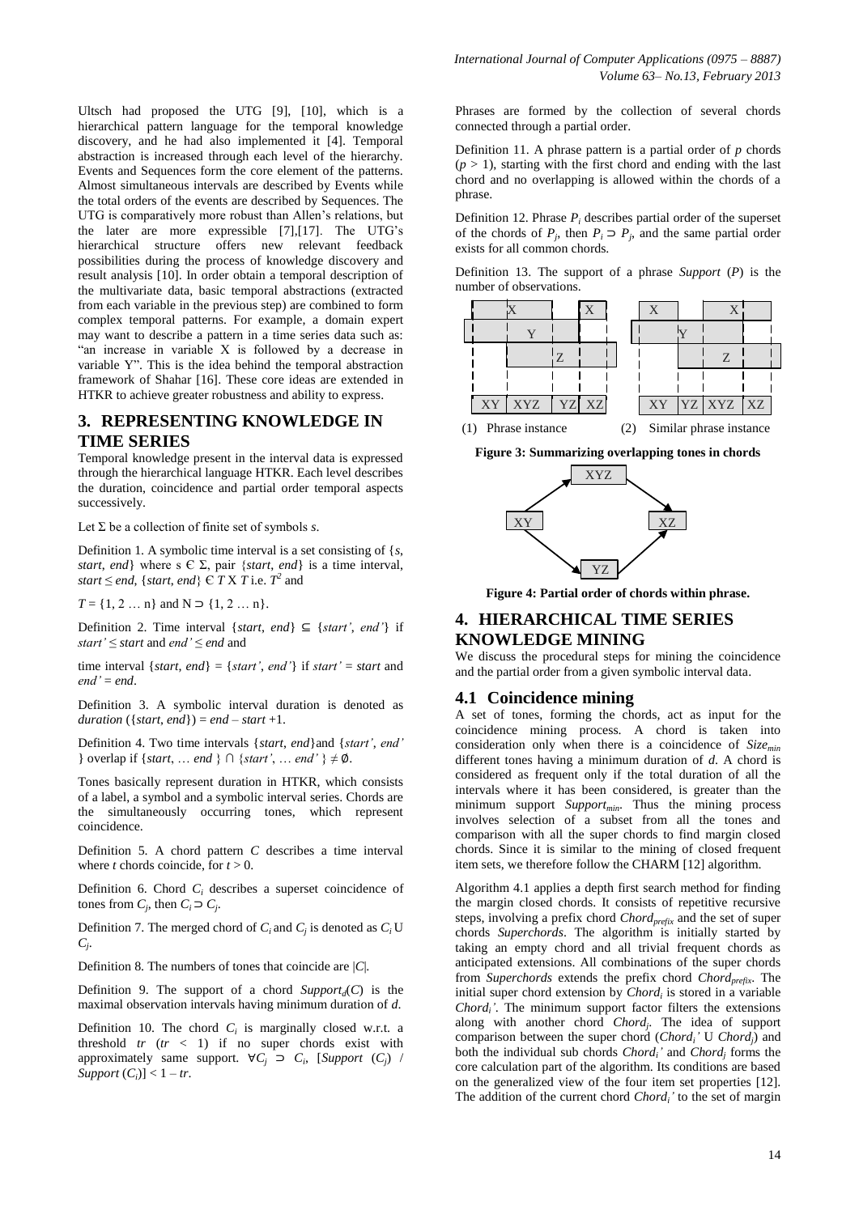Ultsch had proposed the UTG [9], [10], which is a hierarchical pattern language for the temporal knowledge discovery, and he had also implemented it [4]. Temporal abstraction is increased through each level of the hierarchy. Events and Sequences form the core element of the patterns. Almost simultaneous intervals are described by Events while the total orders of the events are described by Sequences. The UTG is comparatively more robust than Allen's relations, but the later are more expressible [7],[17]. The UTG's hierarchical structure offers new relevant feedback possibilities during the process of knowledge discovery and result analysis [10]. In order obtain a temporal description of the multivariate data, basic temporal abstractions (extracted from each variable in the previous step) are combined to form complex temporal patterns. For example, a domain expert may want to describe a pattern in a time series data such as: "an increase in variable X is followed by a decrease in variable Y". This is the idea behind the temporal abstraction framework of Shahar [16]. These core ideas are extended in HTKR to achieve greater robustness and ability to express.

## 3. REPRESENTING KNOWLEDGE IN TIME SERIES

Temporal knowledge present in the interval data is expressed through the hierarchical language HTKR. Each level describes the duration, coincidence and partial order temporal aspects successively.

Let Σ be a collection of finite set of symbols *s*.

Definition 1. A symbolic time interval is a set consisting of {*s*, *start*, *end*} where s Є Σ, pair {*start*, *end*} is a time interval, $start \leq end$, {*start*, *end*} Є *T* X *T* i.e. $T^2$ and

*T* = {1, 2 … n} and N ⊃ {1, 2 … n}.

Definition 2. Time interval {*start*, *end*} ⊆ {*start'*, *end'*} if $start' \leq start$ and $end' \leq end$ and

time interval {*start*, *end*} = {*start'*, *end'*} if *start'* = *start* and *end'* = *end*.

Definition 3. A symbolic interval duration is denoted as *duration* ({*start*, *end*}) = *end* – *start* +1.

Definition 4. Two time intervals {*start*, *end*}and {*start'*, *end'* } overlap if {*start*, … *end* } ∩ {*start'*, … *end'* } ≠ ∅.

Tones basically represent duration in HTKR, which consists of a label, a symbol and a symbolic interval series. Chords are the simultaneously occurring tones, which represent coincidence.

Definition 5. A chord pattern *C* describes a time interval where *t* chords coincide, for $t > 0$.

Definition 6. Chord $C_i$ describes a superset coincidence of tones from $C_j$, then $C_i \supset C_j$.

Definition 7. The merged chord of $C_i$ and $C_j$ is denoted as $C_i \cup C_j$.

Definition 8. The numbers of tones that coincide are |*C*|.

Definition 9. The support of a chord $Support_d(C)$ is the maximal observation intervals having minimum duration of *d*.

Definition 10. The chord $C_i$ is marginally closed w.r.t. a threshold *tr* ($tr < 1$) if no super chords exist with approximately same support. $\forall C_j \supset C_i$, $[Support\ (C_j)\ /\ Support\ (C_i)] < 1 - tr$.

Phrases are formed by the collection of several chords connected through a partial order.

Definition 11. A phrase pattern is a partial order of *p* chords ($p > 1$), starting with the first chord and ending with the last chord and no overlapping is allowed within the chords of a phrase.

Definition 12. Phrase $P_i$ describes partial order of the superset of the chords of $P_j$, then $P_i \supset P_j$, and the same partial order exists for all common chords.

Definition 13. The support of a phrase *Support* (*P*) is the number of observations.

(1) Phrase instance (2) Similar phrase instance

**Figure 3: Summarizing overlapping tones in chords**

**Figure 4: Partial order of chords within phrase.**

## 4. HIERARCHICAL TIME SERIES KNOWLEDGE MINING

We discuss the procedural steps for mining the coincidence and the partial order from a given symbolic interval data.

### 4.1 Coincidence mining

A set of tones, forming the chords, act as input for the coincidence mining process. A chord is taken into consideration only when there is a coincidence of $Size_{min}$ different tones having a minimum duration of *d*. A chord is considered as frequent only if the total duration of all the intervals where it has been considered, is greater than the minimum support $Support_{min}$. Thus the mining process involves selection of a subset from all the tones and comparison with all the super chords to find margin closed chords. Since it is similar to the mining of closed frequent item sets, we therefore follow the CHARM [12] algorithm.

Algorithm 4.1 applies a depth first search method for finding the margin closed chords. It consists of repetitive recursive steps, involving a prefix chord $Chord_{prefix}$ and the set of super chords *Superchords*. The algorithm is initially started by taking an empty chord and all trivial frequent chords as anticipated extensions. All combinations of the super chords from *Superchords* extends the prefix chord $Chord_{prefix}$. The initial super chord extension by $Chord_i$ is stored in a variable $Chord_i'$. The minimum support factor filters the extensions along with another chord $Chord_j$. The idea of support comparison between the super chord ($Chord_i' \cup Chord_j$) and both the individual sub chords $Chord_i'$ and $Chord_j$ forms the core calculation part of the algorithm. Its conditions are based on the generalized view of the four item set properties [12]. The addition of the current chord $Chord_i'$ to the set of margin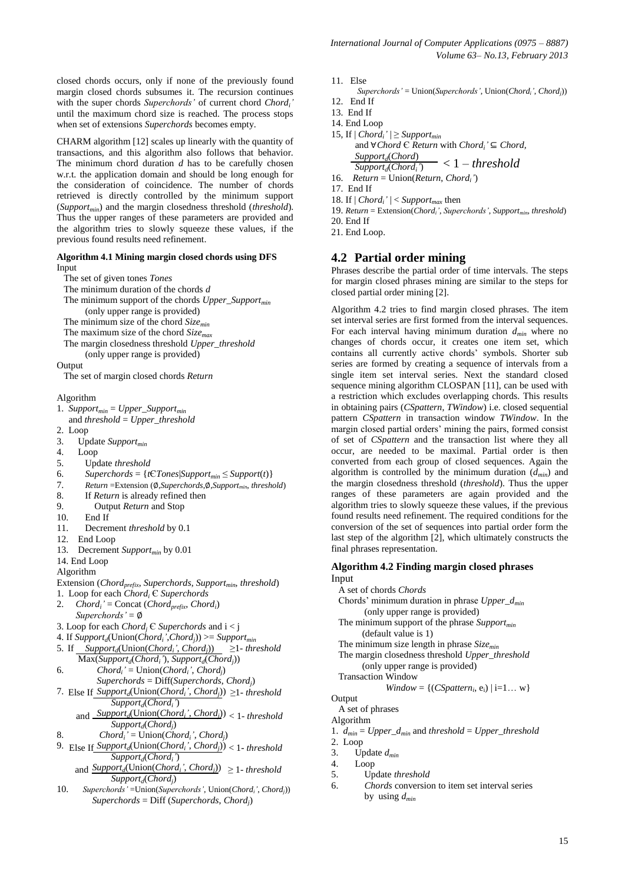closed chords occurs, only if none of the previously found margin closed chords subsumes it. The recursion continues with the super chords *Superchords'* of current chord $Chord_i'$ until the maximum chord size is reached. The process stops when set of extensions *Superchords* becomes empty.

CHARM algorithm [12] scales up linearly with the quantity of transactions, and this algorithm also follows that behavior. The minimum chord duration *d* has to be carefully chosen w.r.t. the application domain and should be long enough for the consideration of coincidence. The number of chords retrieved is directly controlled by the minimum support ($Support_{min}$) and the margin closedness threshold (*threshold*). Thus the upper ranges of these parameters are provided and the algorithm tries to slowly squeeze these values, if the previous found results need refinement.

**Algorithm 4.1 Mining margin closed chords using DFS**

Input

- The set of given tones *Tones*
- The minimum duration of the chords *d*
- The minimum support of the chords $Upper\_Support_{min}$ (only upper range is provided)
- The minimum size of the chord $Size_{min}$
- The maximum size of the chord $Size_{max}$
- The margin closedness threshold *Upper_threshold* (only upper range is provided)

Output

- The set of margin closed chords *Return*

Algorithm

```
1.  Support_min = Upper_Support_min
    and threshold = Upper_threshold
2.  Loop
3.    Update Support_min
4.    Loop
5.      Update threshold
6.      Superchords = {t∈Tones|Support_min ≤ Support(t)}
7.      Return = Extension(∅,Superchords,∅,Support_min, threshold)
8.      If Return is already refined then
9.        Output Return and Stop
10.     End If
11.     Decrement threshold by 0.1
12.   End Loop
13.   Decrement Support_min by 0.01
14. End Loop
```

Algorithm

Extension ($Chord_{prefix}$, *Superchords*, $Support_{min}$, *threshold*)

1. Loop for each $Chord_i \in Superchords$
2. $Chord_i' = \text{Concat}(Chord_{prefix}, Chord_i)$
   $Superchords' = \emptyset$
3. Loop for each $Chord_j \in Superchords$ and $i < j$
4. If $Support_d(\text{Union}(Chord_i', Chord_j)) \geq Support_{min}$
5. If $\dfrac{Support_d(\text{Union}(Chord_i', Chord_j))}{\text{Max}(Support_d(Chord_i'), Support_d(Chord_j))} \geq 1 - threshold$
6. $Chord_i' = \text{Union}(Chord_i', Chord_j)$
   $Superchords = \text{Diff}(Superchords, Chord_j)$
7. Else If $\dfrac{Support_d(\text{Union}(Chord_i', Chord_j))}{Support_d(Chord_i')} \geq 1 - threshold$
   and $\dfrac{Support_d(\text{Union}(Chord_i', Chord_j))}{Support_d(Chord_j)} < 1 - threshold$
8. $Chord_i' = \text{Union}(Chord_i', Chord_j)$
9. Else If $\dfrac{Support_d(\text{Union}(Chord_i', Chord_j))}{Support_d(Chord_i')} < 1 - threshold$
   and $\dfrac{Support_d(\text{Union}(Chord_i', Chord_j))}{Support_d(Chord_j)} \geq 1 - threshold$
10. $Superchords' = \text{Union}(Superchords', \text{Union}(Chord_i', Chord_j))$
    $Superchords = \text{Diff}(Superchords, Chord_j)$
11. Else
    $Superchords' = \text{Union}(Superchords', \text{Union}(Chord_i', Chord_j))$
12. End If
13. End If
14. End Loop
15. If $|Chord_i'| \geq Support_{min}$
    and $\forall Chord \in Return$ with $Chord_i' \subseteq Chord$, $\dfrac{Support_d(Chord)}{Support_d(Chord_i')} < 1 - threshold$
16. $Return = \text{Union}(Return, Chord_i')$
17. End If
18. If $|Chord_i'| < Support_{max}$ then
19. $Return = \text{Extension}(Chord_i', Superchords', Support_{min}, threshold)$
20. End If
21. End Loop.

## 4.2 Partial order mining

Phrases describe the partial order of time intervals. The steps for margin closed phrases mining are similar to the steps for closed partial order mining [2].

Algorithm 4.2 tries to find margin closed phrases. The item set interval series are first formed from the interval sequences. For each interval having minimum duration $d_{min}$ where no changes of chords occur, it creates one item set, which contains all currently active chords' symbols. Shorter sub series are formed by creating a sequence of intervals from a single item set interval series. Next the standard closed sequence mining algorithm CLOSPAN [11], can be used with a restriction which excludes overlapping chords. This results in obtaining pairs (*CSpattern*, *TWindow*) i.e. closed sequential pattern *CSpattern* in transaction window *TWindow*. In the margin closed partial orders' mining the pairs, formed consist of set of *CSpattern* and the transaction list where they all occur, are needed to be maximal. Partial order is then converted from each group of closed sequences. Again the algorithm is controlled by the minimum duration ($d_{min}$) and the margin closedness threshold (*threshold*). Thus the upper ranges of these parameters are again provided and the algorithm tries to slowly squeeze these values, if the previous found results need refinement. The required conditions for the conversion of the set of sequences into partial order form the last step of the algorithm [2], which ultimately constructs the final phrases representation.

**Algorithm 4.2 Finding margin closed phrases**

Input

- A set of chords *Chords*
- Chords' minimum duration in phrase $Upper\_d_{min}$ (only upper range is provided)
- The minimum support of the phrase $Support_{min}$ (default value is 1)
- The minimum size length in phrase $Size_{min}$
- The margin closedness threshold *Upper_threshold* (only upper range is provided)
- Transaction Window
  $Window = \{(CSpattern_i, e_i) \mid i=1\ldots w\}$

Output

- A set of phrases

Algorithm

```
1.  d_min = Upper_d_min and threshold = Upper_threshold
2.  Loop
3.    Update d_min
4.    Loop
5.      Update threshold
6.      Chords conversion to item set interval series
        by using d_min
```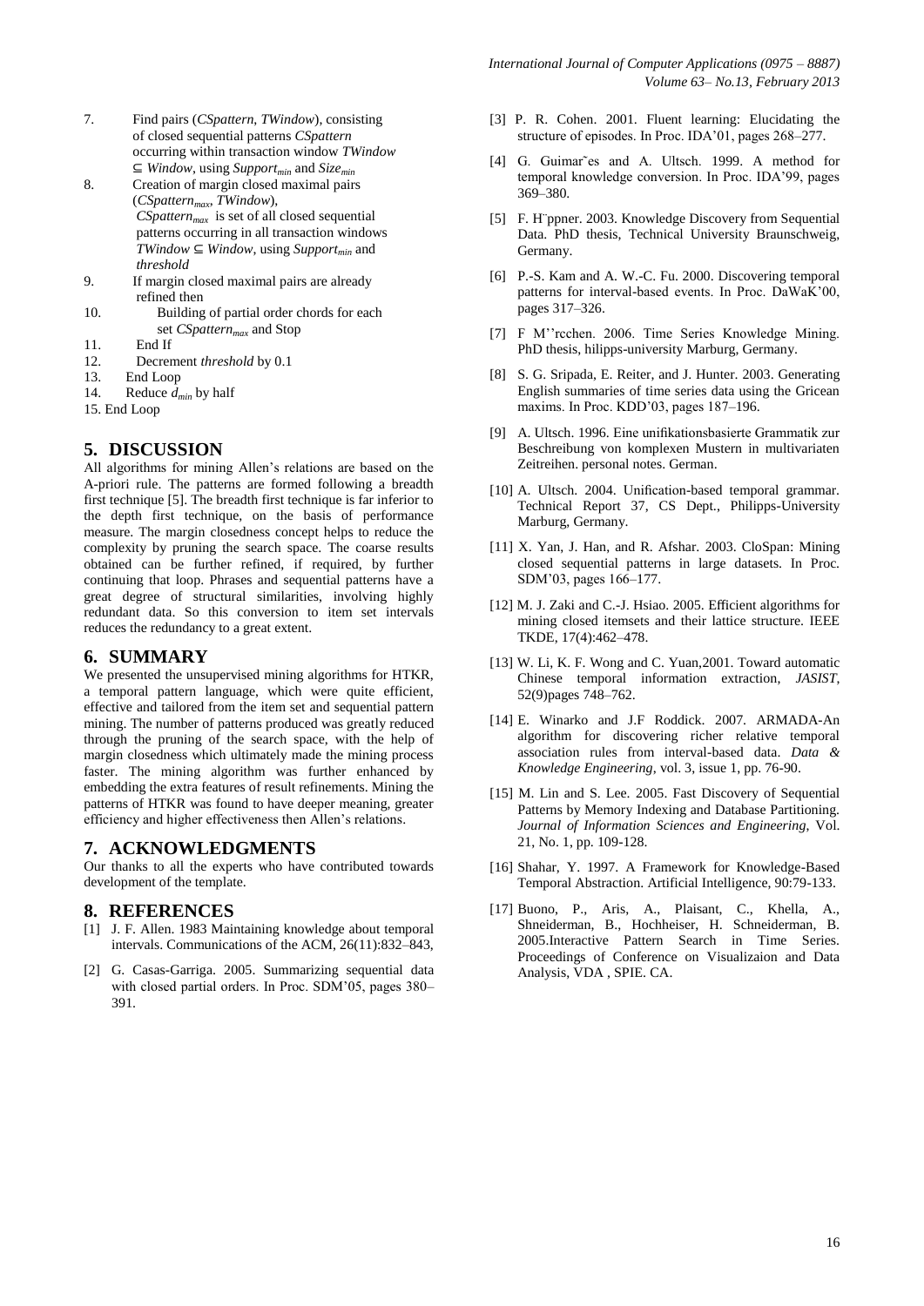7. Find pairs (*CSpattern*, *TWindow*), consisting of closed sequential patterns *CSpattern* occurring within transaction window *TWindow* ⊆ *Window*, using $Support_{min}$ and $Size_{min}$
8. Creation of margin closed maximal pairs ($CSpattern_{max}$, *TWindow*), $CSpattern_{max}$ is set of all closed sequential patterns occurring in all transaction windows *TWindow* ⊆ *Window*, using $Support_{min}$ and *threshold*
9. If margin closed maximal pairs are already refined then
10. Building of partial order chords for each set $CSpattern_{max}$ and Stop
11. End If
12. Decrement *threshold* by 0.1
13. End Loop
14. Reduce $d_{min}$ by half
15. End Loop

## 5. DISCUSSION

All algorithms for mining Allen's relations are based on the A-priori rule. The patterns are formed following a breadth first technique [5]. The breadth first technique is far inferior to the depth first technique, on the basis of performance measure. The margin closedness concept helps to reduce the complexity by pruning the search space. The coarse results obtained can be further refined, if required, by further continuing that loop. Phrases and sequential patterns have a great degree of structural similarities, involving highly redundant data. So this conversion to item set intervals reduces the redundancy to a great extent.

## 6. SUMMARY

We presented the unsupervised mining algorithms for HTKR, a temporal pattern language, which were quite efficient, effective and tailored from the item set and sequential pattern mining. The number of patterns produced was greatly reduced through the pruning of the search space, with the help of margin closedness which ultimately made the mining process faster. The mining algorithm was further enhanced by embedding the extra features of result refinements. Mining the patterns of HTKR was found to have deeper meaning, greater efficiency and higher effectiveness then Allen's relations.

## 7. ACKNOWLEDGMENTS

Our thanks to all the experts who have contributed towards development of the template.

## 8. REFERENCES

[1] J. F. Allen. 1983 Maintaining knowledge about temporal intervals. Communications of the ACM, 26(11):832–843,

[2] G. Casas-Garriga. 2005. Summarizing sequential data with closed partial orders. In Proc. SDM'05, pages 380–391.

[3] P. R. Cohen. 2001. Fluent learning: Elucidating the structure of episodes. In Proc. IDA'01, pages 268–277.

[4] G. Guimar˜es and A. Ultsch. 1999. A method for temporal knowledge conversion. In Proc. IDA'99, pages 369–380.

[5] F. H¨ppner. 2003. Knowledge Discovery from Sequential Data. PhD thesis, Technical University Braunschweig, Germany.

[6] P.-S. Kam and A. W.-C. Fu. 2000. Discovering temporal patterns for interval-based events. In Proc. DaWaK'00, pages 317–326.

[7] F M''rcchen. 2006. Time Series Knowledge Mining. PhD thesis, hilipps-university Marburg, Germany.

[8] S. G. Sripada, E. Reiter, and J. Hunter. 2003. Generating English summaries of time series data using the Gricean maxims. In Proc. KDD'03, pages 187–196.

[9] A. Ultsch. 1996. Eine unifikationsbasierte Grammatik zur Beschreibung von komplexen Mustern in multivariaten Zeitreihen. personal notes. German.

[10] A. Ultsch. 2004. Unification-based temporal grammar. Technical Report 37, CS Dept., Philipps-University Marburg, Germany.

[11] X. Yan, J. Han, and R. Afshar. 2003. CloSpan: Mining closed sequential patterns in large datasets. In Proc. SDM'03, pages 166–177.

[12] M. J. Zaki and C.-J. Hsiao. 2005. Efficient algorithms for mining closed itemsets and their lattice structure. IEEE TKDE, 17(4):462–478.

[13] W. Li, K. F. Wong and C. Yuan,2001. Toward automatic Chinese temporal information extraction, *JASIST*, 52(9)pages 748–762.

[14] E. Winarko and J.F Roddick. 2007. ARMADA-An algorithm for discovering richer relative temporal association rules from interval-based data. *Data & Knowledge Engineering*, vol. 3, issue 1, pp. 76-90.

[15] M. Lin and S. Lee. 2005. Fast Discovery of Sequential Patterns by Memory Indexing and Database Partitioning. *Journal of Information Sciences and Engineering*, Vol. 21, No. 1, pp. 109-128.

[16] Shahar, Y. 1997. A Framework for Knowledge-Based Temporal Abstraction. Artificial Intelligence, 90:79-133.

[17] Buono, P., Aris, A., Plaisant, C., Khella, A., Shneiderman, B., Hochheiser, H. Schneiderman, B. 2005.Interactive Pattern Search in Time Series. Proceedings of Conference on Visualizaion and Data Analysis, VDA , SPIE. CA.